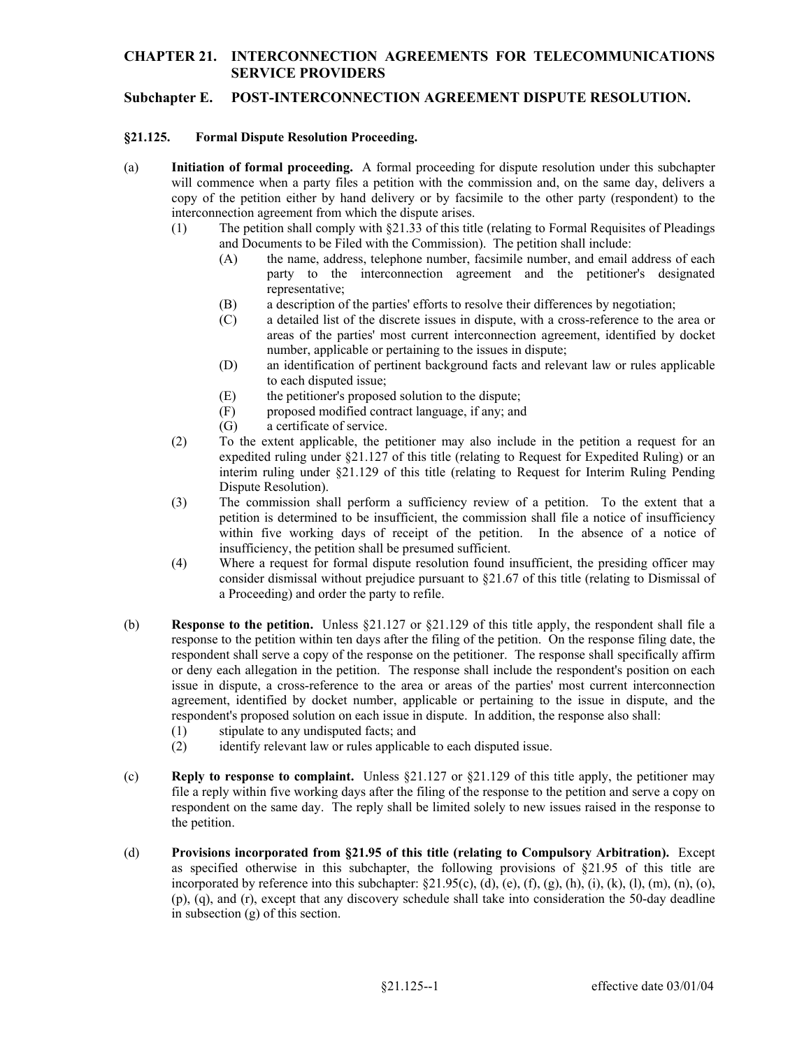# CHAPTER 21. INTERCONNECTION AGREEMENTS FOR TELECOMMUNICATIONS SERVICE PROVIDERS

## Subchapter E. POST-INTERCONNECTION AGREEMENT DISPUTE RESOLUTION.

### §21.125. Formal Dispute Resolution Proceeding.

(a) **Initiation of formal proceeding.** A formal proceeding for dispute resolution under this subchapter will commence when a party files a petition with the commission and, on the same day, delivers a copy of the petition either by hand delivery or by facsimile to the other party (respondent) to the interconnection agreement from which the dispute arises.

   (1) The petition shall comply with §21.33 of this title (relating to Formal Requisites of Pleadings and Documents to be Filed with the Commission). The petition shall include:

      (A) the name, address, telephone number, facsimile number, and email address of each party to the interconnection agreement and the petitioner's designated representative;

      (B) a description of the parties' efforts to resolve their differences by negotiation;

      (C) a detailed list of the discrete issues in dispute, with a cross-reference to the area or areas of the parties' most current interconnection agreement, identified by docket number, applicable or pertaining to the issues in dispute;

      (D) an identification of pertinent background facts and relevant law or rules applicable to each disputed issue;

      (E) the petitioner's proposed solution to the dispute;

      (F) proposed modified contract language, if any; and

      (G) a certificate of service.

   (2) To the extent applicable, the petitioner may also include in the petition a request for an expedited ruling under §21.127 of this title (relating to Request for Expedited Ruling) or an interim ruling under §21.129 of this title (relating to Request for Interim Ruling Pending Dispute Resolution).

   (3) The commission shall perform a sufficiency review of a petition. To the extent that a petition is determined to be insufficient, the commission shall file a notice of insufficiency within five working days of receipt of the petition. In the absence of a notice of insufficiency, the petition shall be presumed sufficient.

   (4) Where a request for formal dispute resolution found insufficient, the presiding officer may consider dismissal without prejudice pursuant to §21.67 of this title (relating to Dismissal of a Proceeding) and order the party to refile.

(b) **Response to the petition.** Unless §21.127 or §21.129 of this title apply, the respondent shall file a response to the petition within ten days after the filing of the petition. On the response filing date, the respondent shall serve a copy of the response on the petitioner. The response shall specifically affirm or deny each allegation in the petition. The response shall include the respondent's position on each issue in dispute, a cross-reference to the area or areas of the parties' most current interconnection agreement, identified by docket number, applicable or pertaining to the issue in dispute, and the respondent's proposed solution on each issue in dispute. In addition, the response also shall:

   (1) stipulate to any undisputed facts; and

   (2) identify relevant law or rules applicable to each disputed issue.

(c) **Reply to response to complaint.** Unless §21.127 or §21.129 of this title apply, the petitioner may file a reply within five working days after the filing of the response to the petition and serve a copy on respondent on the same day. The reply shall be limited solely to new issues raised in the response to the petition.

(d) **Provisions incorporated from §21.95 of this title (relating to Compulsory Arbitration).** Except as specified otherwise in this subchapter, the following provisions of §21.95 of this title are incorporated by reference into this subchapter: §21.95(c), (d), (e), (f), (g), (h), (i), (k), (l), (m), (n), (o), (p), (q), and (r), except that any discovery schedule shall take into consideration the 50-day deadline in subsection (g) of this section.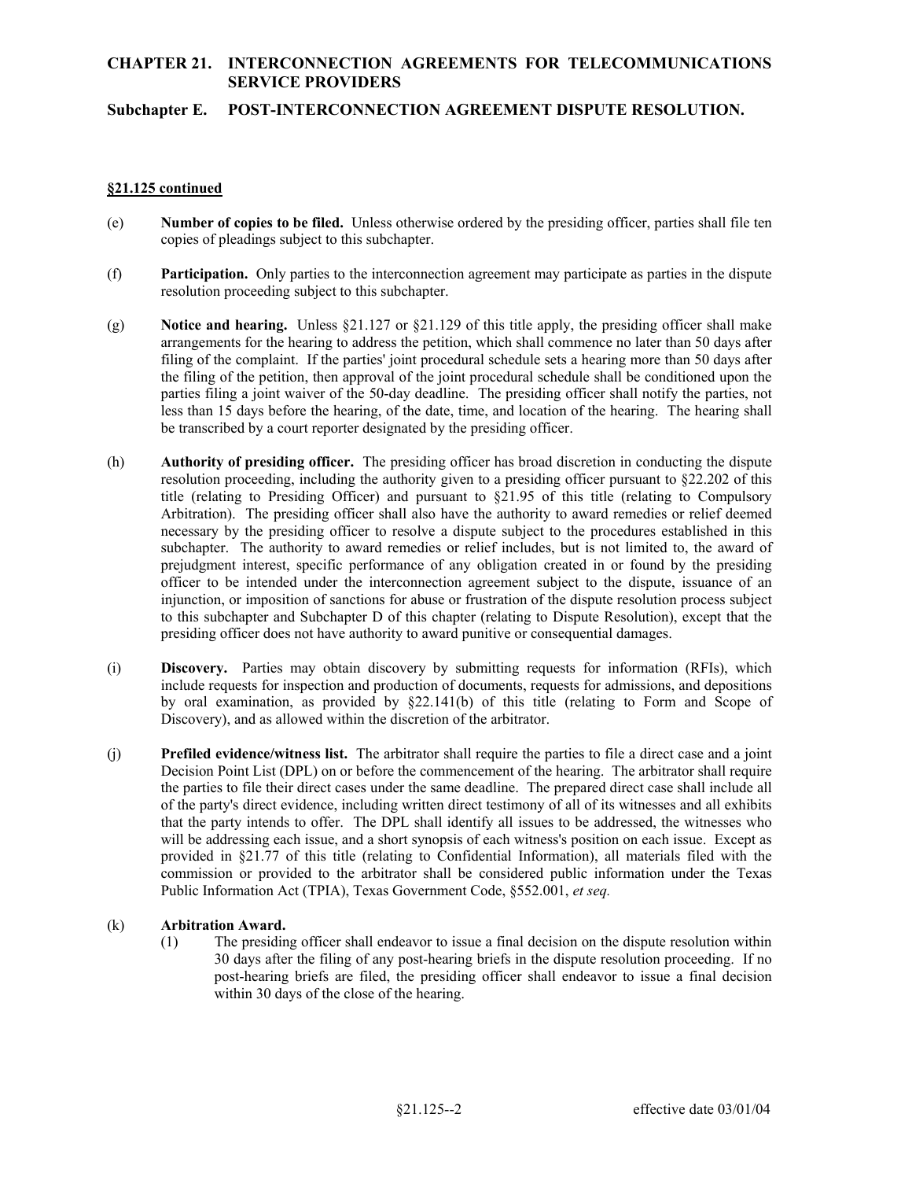# CHAPTER 21. INTERCONNECTION AGREEMENTS FOR TELECOMMUNICATIONS SERVICE PROVIDERS

## Subchapter E. POST-INTERCONNECTION AGREEMENT DISPUTE RESOLUTION.

**§21.125 continued**

(e) **Number of copies to be filed.** Unless otherwise ordered by the presiding officer, parties shall file ten copies of pleadings subject to this subchapter.

(f) **Participation.** Only parties to the interconnection agreement may participate as parties in the dispute resolution proceeding subject to this subchapter.

(g) **Notice and hearing.** Unless §21.127 or §21.129 of this title apply, the presiding officer shall make arrangements for the hearing to address the petition, which shall commence no later than 50 days after filing of the complaint. If the parties' joint procedural schedule sets a hearing more than 50 days after the filing of the petition, then approval of the joint procedural schedule shall be conditioned upon the parties filing a joint waiver of the 50-day deadline. The presiding officer shall notify the parties, not less than 15 days before the hearing, of the date, time, and location of the hearing. The hearing shall be transcribed by a court reporter designated by the presiding officer.

(h) **Authority of presiding officer.** The presiding officer has broad discretion in conducting the dispute resolution proceeding, including the authority given to a presiding officer pursuant to §22.202 of this title (relating to Presiding Officer) and pursuant to §21.95 of this title (relating to Compulsory Arbitration). The presiding officer shall also have the authority to award remedies or relief deemed necessary by the presiding officer to resolve a dispute subject to the procedures established in this subchapter. The authority to award remedies or relief includes, but is not limited to, the award of prejudgment interest, specific performance of any obligation created in or found by the presiding officer to be intended under the interconnection agreement subject to the dispute, issuance of an injunction, or imposition of sanctions for abuse or frustration of the dispute resolution process subject to this subchapter and Subchapter D of this chapter (relating to Dispute Resolution), except that the presiding officer does not have authority to award punitive or consequential damages.

(i) **Discovery.** Parties may obtain discovery by submitting requests for information (RFIs), which include requests for inspection and production of documents, requests for admissions, and depositions by oral examination, as provided by §22.141(b) of this title (relating to Form and Scope of Discovery), and as allowed within the discretion of the arbitrator.

(j) **Prefiled evidence/witness list.** The arbitrator shall require the parties to file a direct case and a joint Decision Point List (DPL) on or before the commencement of the hearing. The arbitrator shall require the parties to file their direct cases under the same deadline. The prepared direct case shall include all of the party's direct evidence, including written direct testimony of all of its witnesses and all exhibits that the party intends to offer. The DPL shall identify all issues to be addressed, the witnesses who will be addressing each issue, and a short synopsis of each witness's position on each issue. Except as provided in §21.77 of this title (relating to Confidential Information), all materials filed with the commission or provided to the arbitrator shall be considered public information under the Texas Public Information Act (TPIA), Texas Government Code, §552.001, *et seq.*

(k) **Arbitration Award.**

(1) The presiding officer shall endeavor to issue a final decision on the dispute resolution within 30 days after the filing of any post-hearing briefs in the dispute resolution proceeding. If no post-hearing briefs are filed, the presiding officer shall endeavor to issue a final decision within 30 days of the close of the hearing.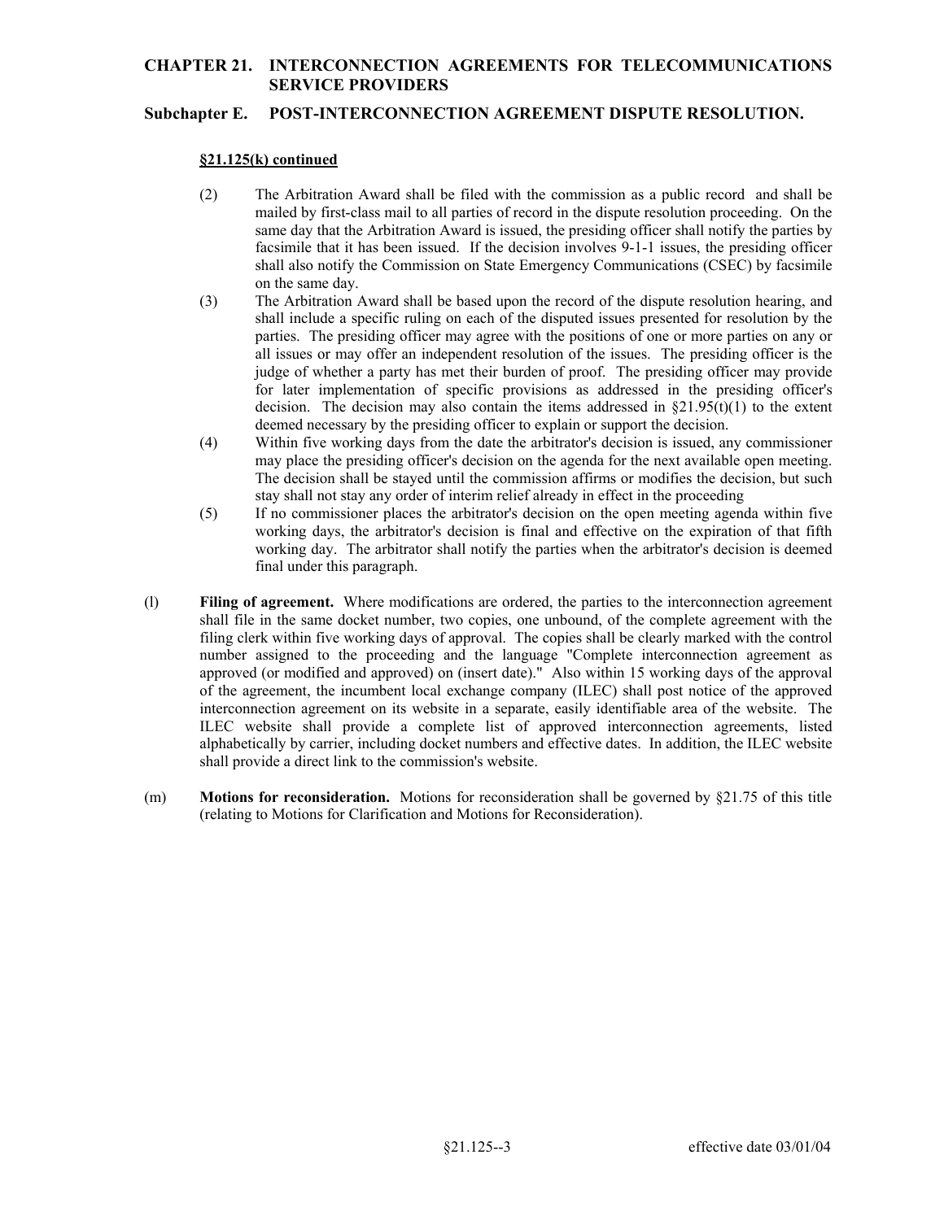# CHAPTER 21. INTERCONNECTION AGREEMENTS FOR TELECOMMUNICATIONS SERVICE PROVIDERS

## Subchapter E. POST-INTERCONNECTION AGREEMENT DISPUTE RESOLUTION.

**§21.125(k) continued**

(2) The Arbitration Award shall be filed with the commission as a public record and shall be mailed by first-class mail to all parties of record in the dispute resolution proceeding. On the same day that the Arbitration Award is issued, the presiding officer shall notify the parties by facsimile that it has been issued. If the decision involves 9-1-1 issues, the presiding officer shall also notify the Commission on State Emergency Communications (CSEC) by facsimile on the same day.

(3) The Arbitration Award shall be based upon the record of the dispute resolution hearing, and shall include a specific ruling on each of the disputed issues presented for resolution by the parties. The presiding officer may agree with the positions of one or more parties on any or all issues or may offer an independent resolution of the issues. The presiding officer is the judge of whether a party has met their burden of proof. The presiding officer may provide for later implementation of specific provisions as addressed in the presiding officer's decision. The decision may also contain the items addressed in §21.95(t)(1) to the extent deemed necessary by the presiding officer to explain or support the decision.

(4) Within five working days from the date the arbitrator's decision is issued, any commissioner may place the presiding officer's decision on the agenda for the next available open meeting. The decision shall be stayed until the commission affirms or modifies the decision, but such stay shall not stay any order of interim relief already in effect in the proceeding

(5) If no commissioner places the arbitrator's decision on the open meeting agenda within five working days, the arbitrator's decision is final and effective on the expiration of that fifth working day. The arbitrator shall notify the parties when the arbitrator's decision is deemed final under this paragraph.

(l) **Filing of agreement.** Where modifications are ordered, the parties to the interconnection agreement shall file in the same docket number, two copies, one unbound, of the complete agreement with the filing clerk within five working days of approval. The copies shall be clearly marked with the control number assigned to the proceeding and the language "Complete interconnection agreement as approved (or modified and approved) on (insert date)." Also within 15 working days of the approval of the agreement, the incumbent local exchange company (ILEC) shall post notice of the approved interconnection agreement on its website in a separate, easily identifiable area of the website. The ILEC website shall provide a complete list of approved interconnection agreements, listed alphabetically by carrier, including docket numbers and effective dates. In addition, the ILEC website shall provide a direct link to the commission's website.

(m) **Motions for reconsideration.** Motions for reconsideration shall be governed by §21.75 of this title (relating to Motions for Clarification and Motions for Reconsideration).